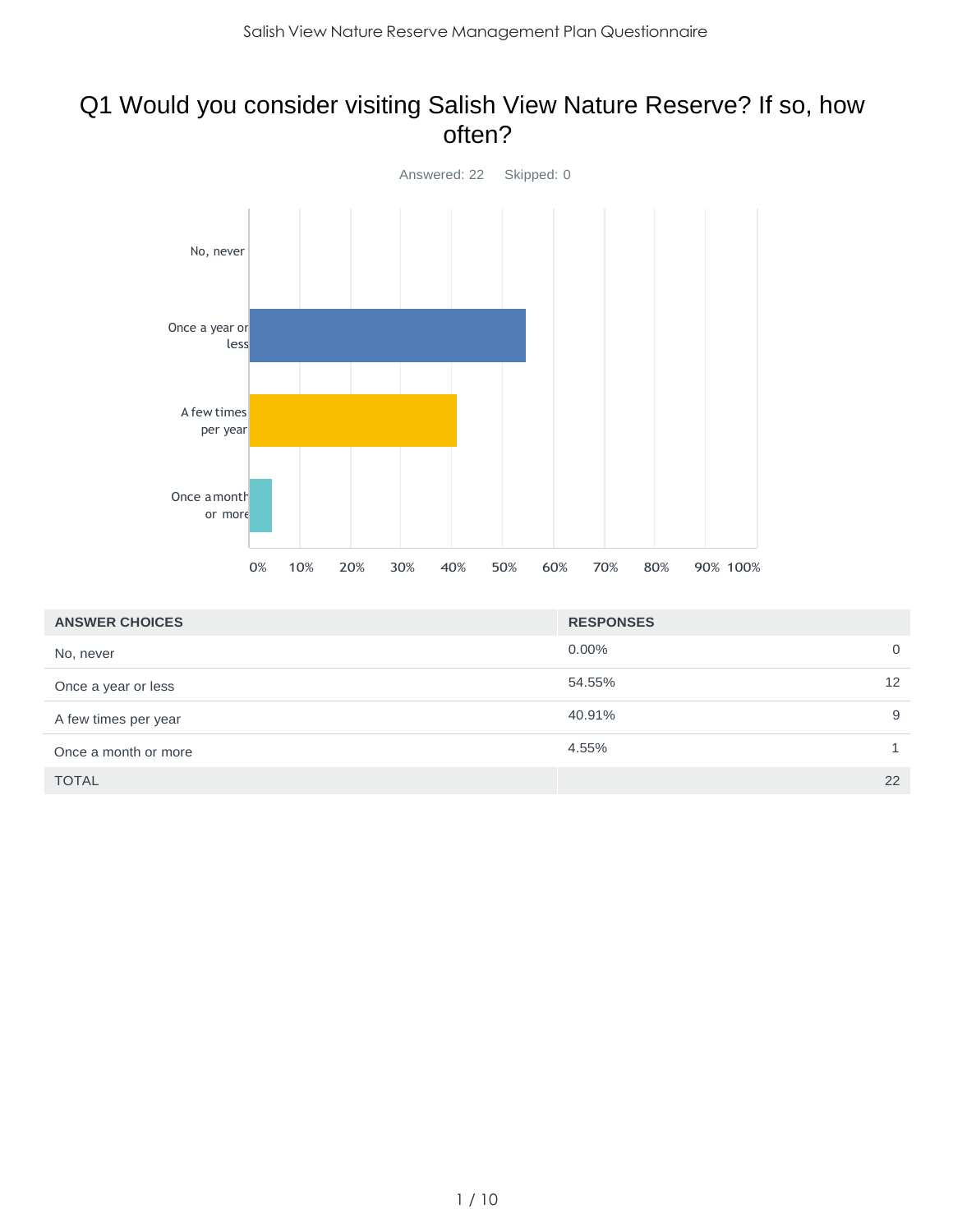# Q1 Would you consider visiting Salish View Nature Reserve? If so, how often?

Answered: 22 Skipped: 0

| ANSWER CHOICES | RESPONSES | |
|---|---|---|
| No, never | 0.00% | 0 |
| Once a year or less | 54.55% | 12 |
| A few times per year | 40.91% | 9 |
| Once a month or more | 4.55% | 1 |
| TOTAL | | 22 |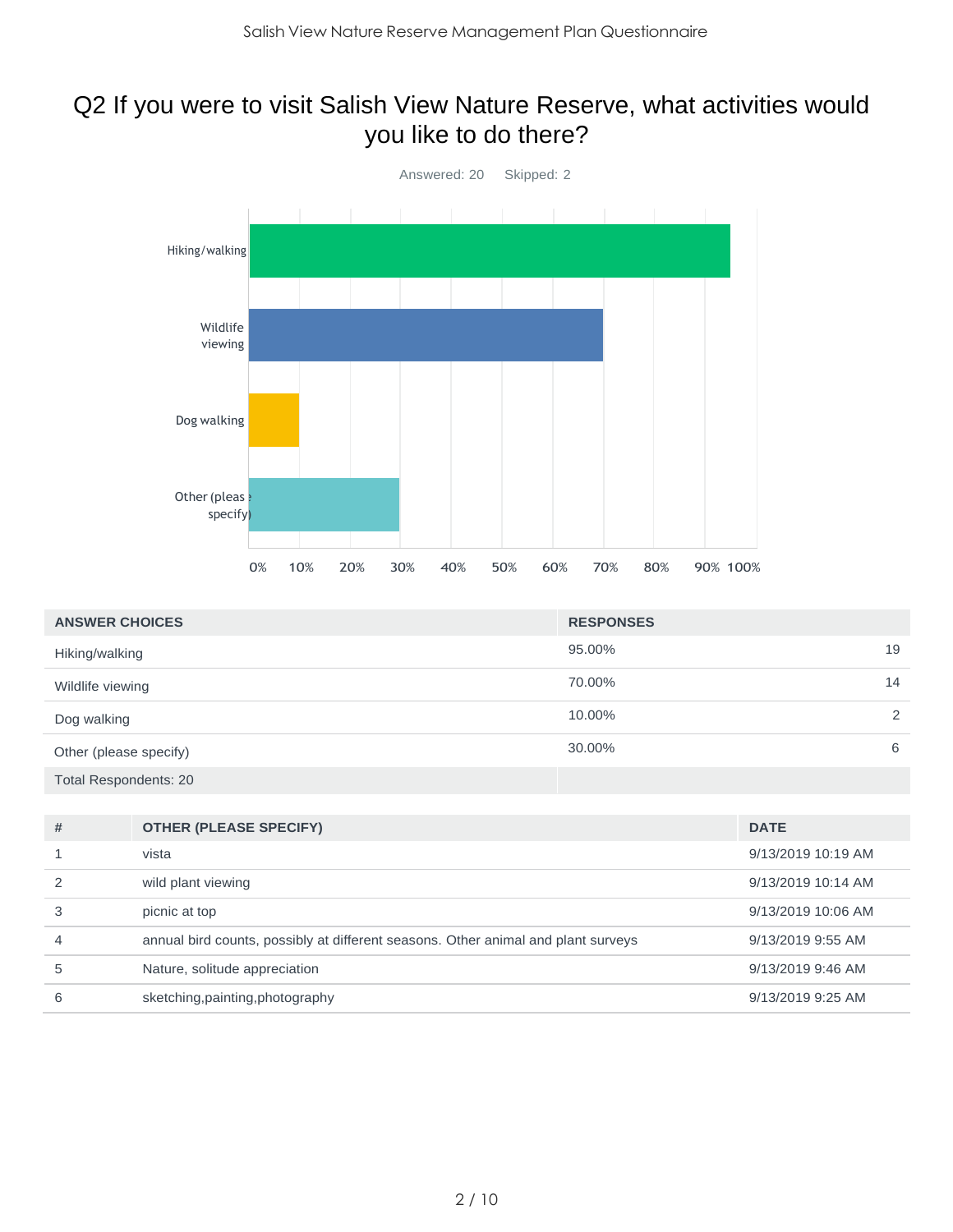## Q2 If you were to visit Salish View Nature Reserve, what activities would you like to do there?

Answered: 20 Skipped: 2

| ANSWER CHOICES | RESPONSES | |
|---|---|---|
| Hiking/walking | 95.00% | 19 |
| Wildlife viewing | 70.00% | 14 |
| Dog walking | 10.00% | 2 |
| Other (please specify) | 30.00% | 6 |
| Total Respondents: 20 | | |

| # | OTHER (PLEASE SPECIFY) | DATE |
|---|---|---|
| 1 | vista | 9/13/2019 10:19 AM |
| 2 | wild plant viewing | 9/13/2019 10:14 AM |
| 3 | picnic at top | 9/13/2019 10:06 AM |
| 4 | annual bird counts, possibly at different seasons. Other animal and plant surveys | 9/13/2019 9:55 AM |
| 5 | Nature, solitude appreciation | 9/13/2019 9:46 AM |
| 6 | sketching,painting,photography | 9/13/2019 9:25 AM |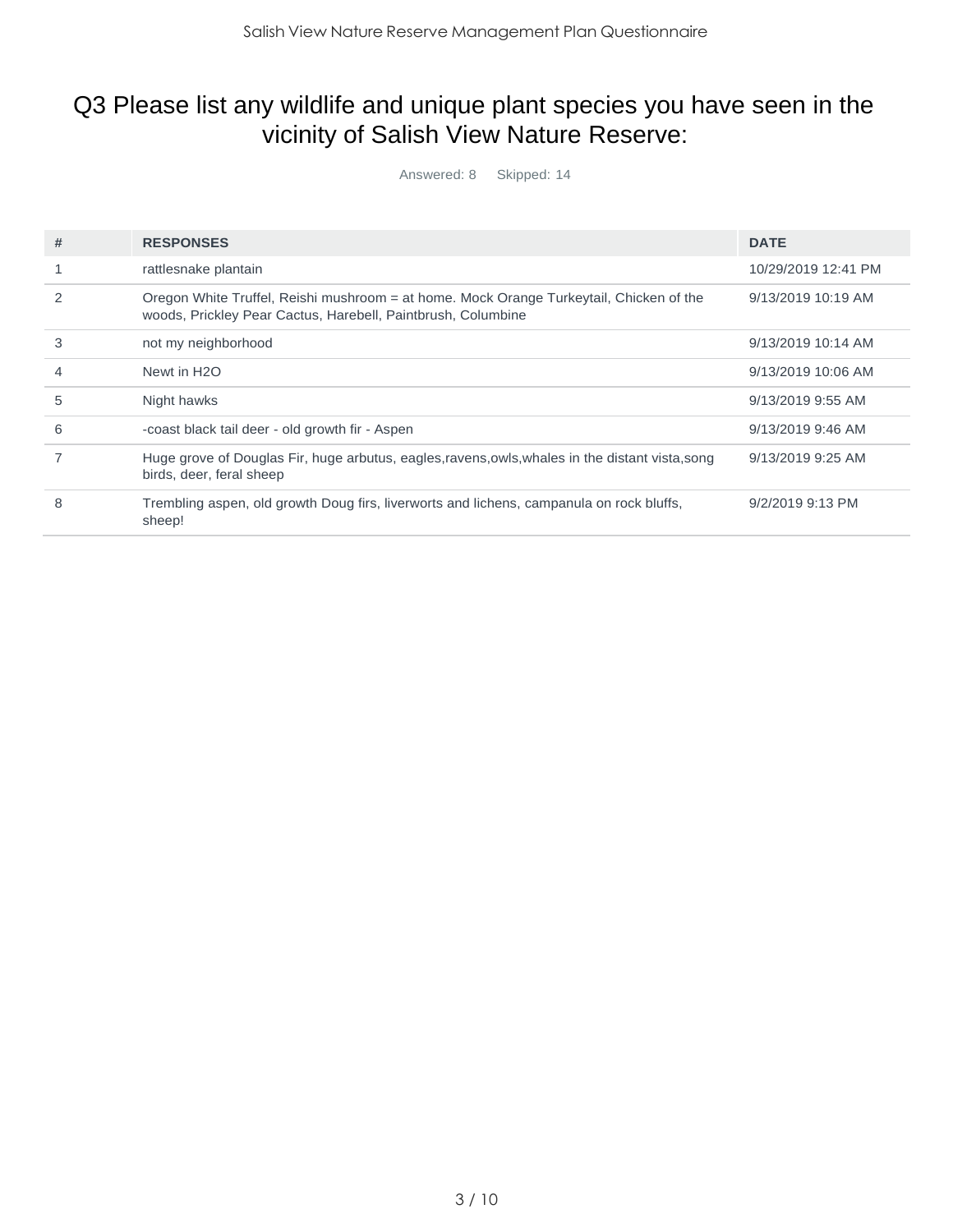# Q3 Please list any wildlife and unique plant species you have seen in the vicinity of Salish View Nature Reserve:

Answered: 8 Skipped: 14

| # | RESPONSES | DATE |
|---|---|---|
| 1 | rattlesnake plantain | 10/29/2019 12:41 PM |
| 2 | Oregon White Truffel, Reishi mushroom = at home. Mock Orange Turkeytail, Chicken of the woods, Prickley Pear Cactus, Harebell, Paintbrush, Columbine | 9/13/2019 10:19 AM |
| 3 | not my neighborhood | 9/13/2019 10:14 AM |
| 4 | Newt in H2O | 9/13/2019 10:06 AM |
| 5 | Night hawks | 9/13/2019 9:55 AM |
| 6 | -coast black tail deer - old growth fir - Aspen | 9/13/2019 9:46 AM |
| 7 | Huge grove of Douglas Fir, huge arbutus, eagles,ravens,owls,whales in the distant vista,song birds, deer, feral sheep | 9/13/2019 9:25 AM |
| 8 | Trembling aspen, old growth Doug firs, liverworts and lichens, campanula on rock bluffs, sheep! | 9/2/2019 9:13 PM |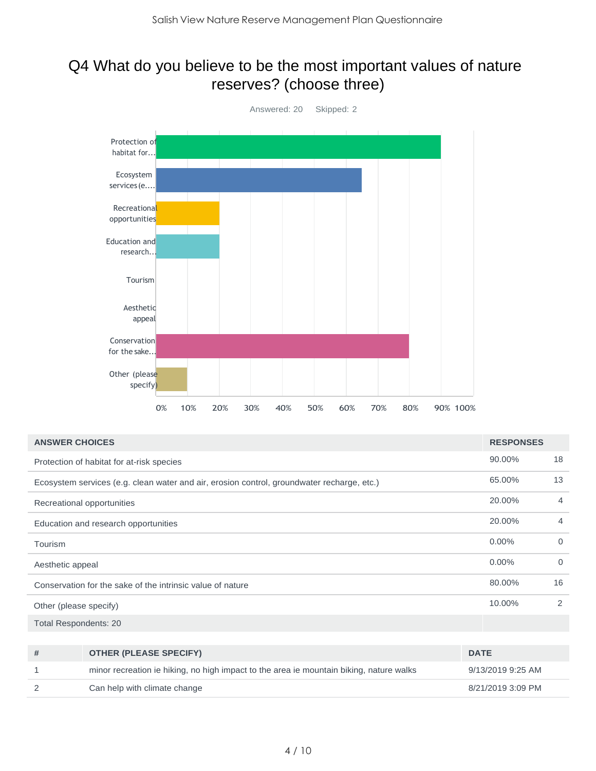# Q4 What do you believe to be the most important values of nature reserves? (choose three)

Answered: 20 Skipped: 2

| ANSWER CHOICES | RESPONSES | |
|---|---|---|
| Protection of habitat for at-risk species | 90.00% | 18 |
| Ecosystem services (e.g. clean water and air, erosion control, groundwater recharge, etc.) | 65.00% | 13 |
| Recreational opportunities | 20.00% | 4 |
| Education and research opportunities | 20.00% | 4 |
| Tourism | 0.00% | 0 |
| Aesthetic appeal | 0.00% | 0 |
| Conservation for the sake of the intrinsic value of nature | 80.00% | 16 |
| Other (please specify) | 10.00% | 2 |
| Total Respondents: 20 | | |

| # | OTHER (PLEASE SPECIFY) | DATE |
|---|---|---|
| 1 | minor recreation ie hiking, no high impact to the area ie mountain biking, nature walks | 9/13/2019 9:25 AM |
| 2 | Can help with climate change | 8/21/2019 3:09 PM |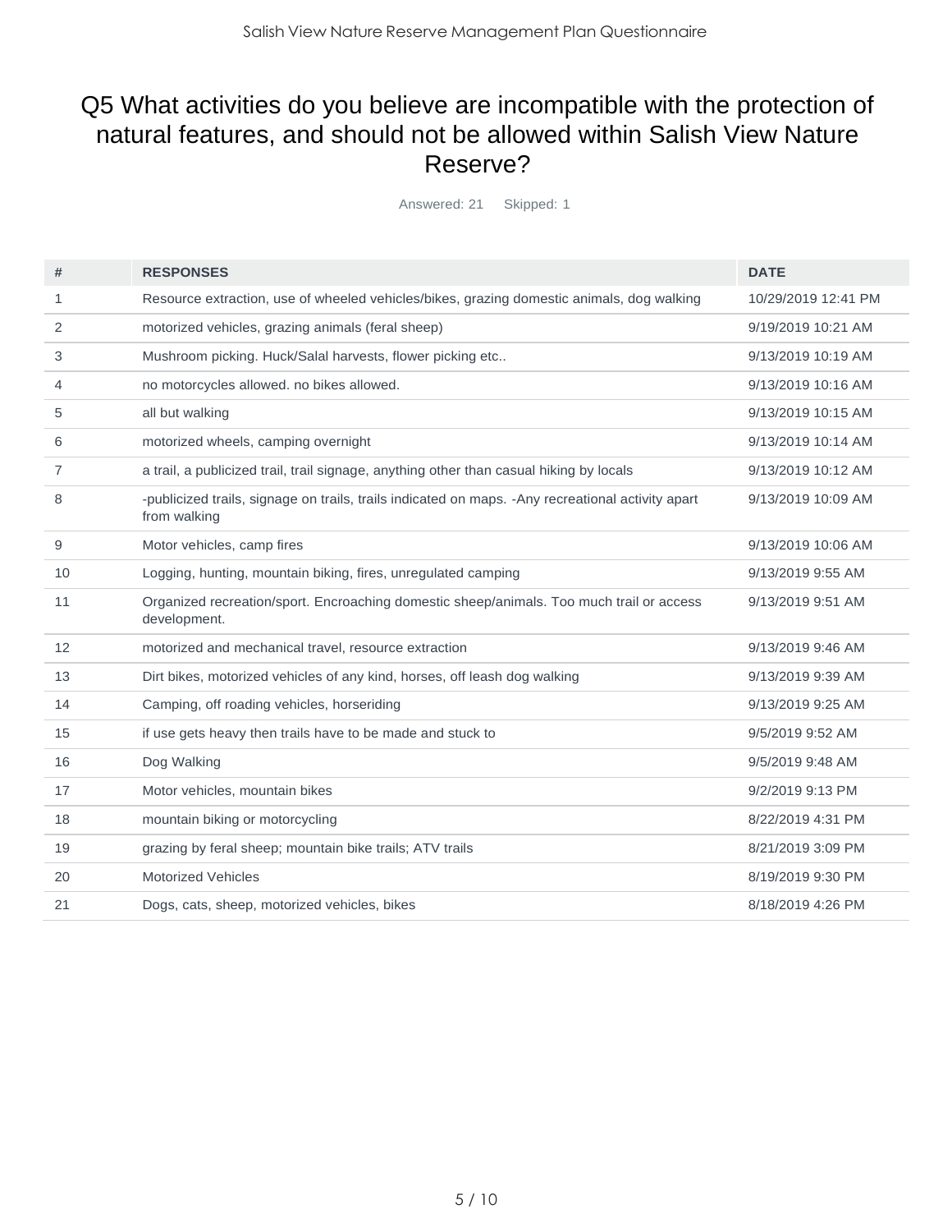## Q5 What activities do you believe are incompatible with the protection of natural features, and should not be allowed within Salish View Nature Reserve?

Answered: 21 Skipped: 1

| # | RESPONSES | DATE |
|---|---|---|
| 1 | Resource extraction, use of wheeled vehicles/bikes, grazing domestic animals, dog walking | 10/29/2019 12:41 PM |
| 2 | motorized vehicles, grazing animals (feral sheep) | 9/19/2019 10:21 AM |
| 3 | Mushroom picking. Huck/Salal harvests, flower picking etc.. | 9/13/2019 10:19 AM |
| 4 | no motorcycles allowed. no bikes allowed. | 9/13/2019 10:16 AM |
| 5 | all but walking | 9/13/2019 10:15 AM |
| 6 | motorized wheels, camping overnight | 9/13/2019 10:14 AM |
| 7 | a trail, a publicized trail, trail signage, anything other than casual hiking by locals | 9/13/2019 10:12 AM |
| 8 | -publicized trails, signage on trails, trails indicated on maps. -Any recreational activity apart from walking | 9/13/2019 10:09 AM |
| 9 | Motor vehicles, camp fires | 9/13/2019 10:06 AM |
| 10 | Logging, hunting, mountain biking, fires, unregulated camping | 9/13/2019 9:55 AM |
| 11 | Organized recreation/sport. Encroaching domestic sheep/animals. Too much trail or access development. | 9/13/2019 9:51 AM |
| 12 | motorized and mechanical travel, resource extraction | 9/13/2019 9:46 AM |
| 13 | Dirt bikes, motorized vehicles of any kind, horses, off leash dog walking | 9/13/2019 9:39 AM |
| 14 | Camping, off roading vehicles, horseriding | 9/13/2019 9:25 AM |
| 15 | if use gets heavy then trails have to be made and stuck to | 9/5/2019 9:52 AM |
| 16 | Dog Walking | 9/5/2019 9:48 AM |
| 17 | Motor vehicles, mountain bikes | 9/2/2019 9:13 PM |
| 18 | mountain biking or motorcycling | 8/22/2019 4:31 PM |
| 19 | grazing by feral sheep; mountain bike trails; ATV trails | 8/21/2019 3:09 PM |
| 20 | Motorized Vehicles | 8/19/2019 9:30 PM |
| 21 | Dogs, cats, sheep, motorized vehicles, bikes | 8/18/2019 4:26 PM |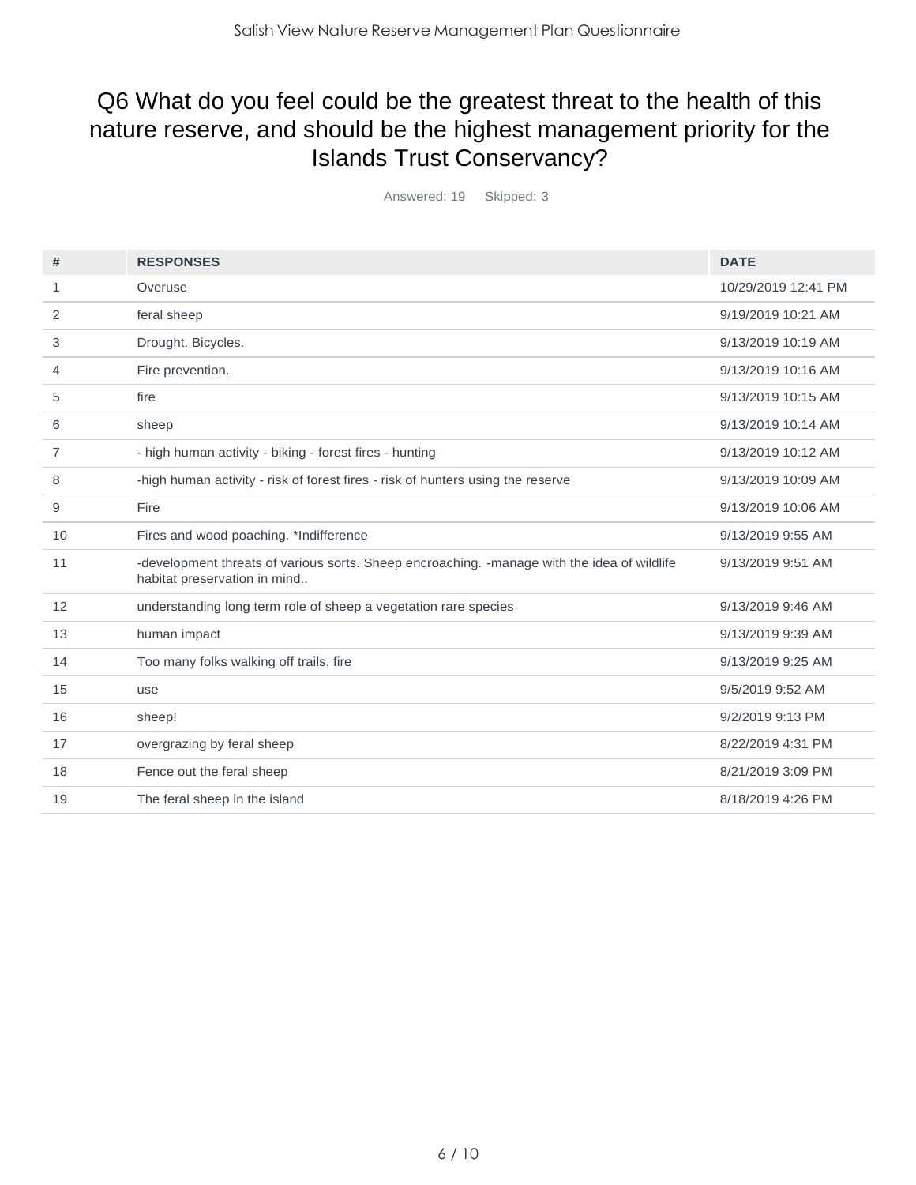# Q6 What do you feel could be the greatest threat to the health of this nature reserve, and should be the highest management priority for the Islands Trust Conservancy?

Answered: 19 Skipped: 3

| # | RESPONSES | DATE |
|---|---|---|
| 1 | Overuse | 10/29/2019 12:41 PM |
| 2 | feral sheep | 9/19/2019 10:21 AM |
| 3 | Drought. Bicycles. | 9/13/2019 10:19 AM |
| 4 | Fire prevention. | 9/13/2019 10:16 AM |
| 5 | fire | 9/13/2019 10:15 AM |
| 6 | sheep | 9/13/2019 10:14 AM |
| 7 | - high human activity - biking - forest fires - hunting | 9/13/2019 10:12 AM |
| 8 | -high human activity - risk of forest fires - risk of hunters using the reserve | 9/13/2019 10:09 AM |
| 9 | Fire | 9/13/2019 10:06 AM |
| 10 | Fires and wood poaching. *Indifference | 9/13/2019 9:55 AM |
| 11 | -development threats of various sorts. Sheep encroaching. -manage with the idea of wildlife habitat preservation in mind.. | 9/13/2019 9:51 AM |
| 12 | understanding long term role of sheep a vegetation rare species | 9/13/2019 9:46 AM |
| 13 | human impact | 9/13/2019 9:39 AM |
| 14 | Too many folks walking off trails, fire | 9/13/2019 9:25 AM |
| 15 | use | 9/5/2019 9:52 AM |
| 16 | sheep! | 9/2/2019 9:13 PM |
| 17 | overgrazing by feral sheep | 8/22/2019 4:31 PM |
| 18 | Fence out the feral sheep | 8/21/2019 3:09 PM |
| 19 | The feral sheep in the island | 8/18/2019 4:26 PM |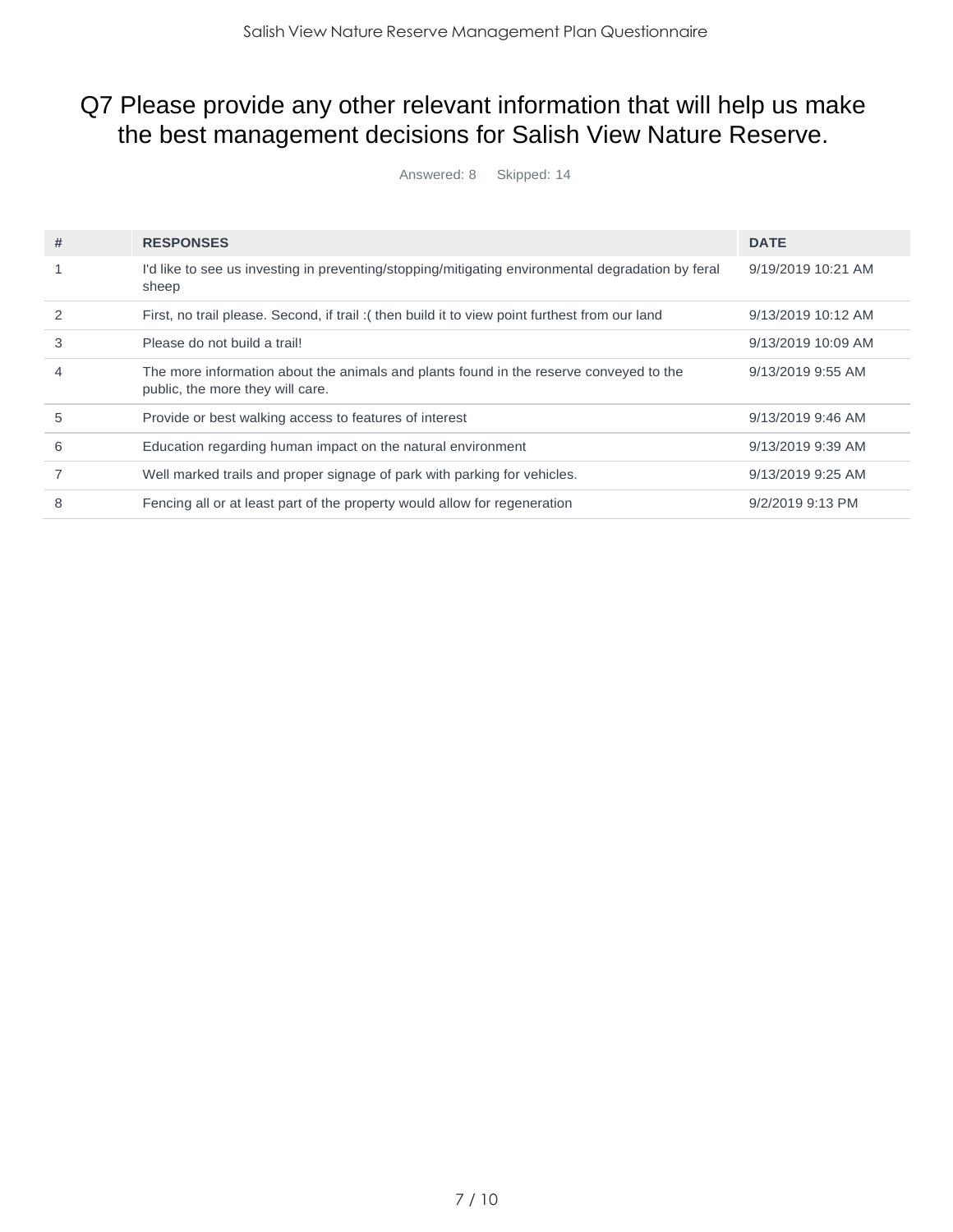# Q7 Please provide any other relevant information that will help us make the best management decisions for Salish View Nature Reserve.

Answered: 8 Skipped: 14

| # | RESPONSES | DATE |
|---|---|---|
| 1 | I'd like to see us investing in preventing/stopping/mitigating environmental degradation by feral sheep | 9/19/2019 10:21 AM |
| 2 | First, no trail please. Second, if trail :( then build it to view point furthest from our land | 9/13/2019 10:12 AM |
| 3 | Please do not build a trail! | 9/13/2019 10:09 AM |
| 4 | The more information about the animals and plants found in the reserve conveyed to the public, the more they will care. | 9/13/2019 9:55 AM |
| 5 | Provide or best walking access to features of interest | 9/13/2019 9:46 AM |
| 6 | Education regarding human impact on the natural environment | 9/13/2019 9:39 AM |
| 7 | Well marked trails and proper signage of park with parking for vehicles. | 9/13/2019 9:25 AM |
| 8 | Fencing all or at least part of the property would allow for regeneration | 9/2/2019 9:13 PM |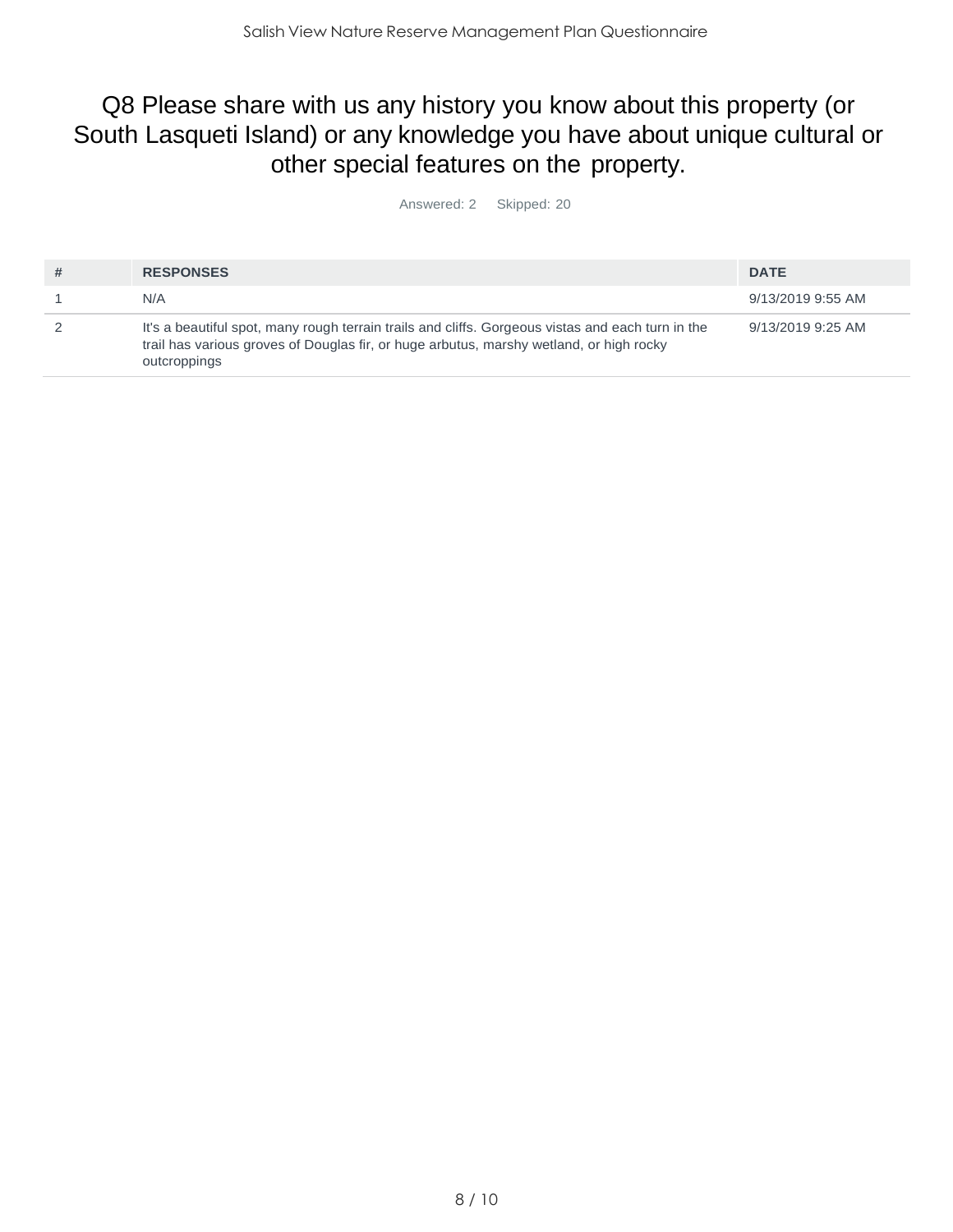# Q8 Please share with us any history you know about this property (or South Lasqueti Island) or any knowledge you have about unique cultural or other special features on the property.

Answered: 2 Skipped: 20

| # | RESPONSES | DATE |
|---|---|---|
| 1 | N/A | 9/13/2019 9:55 AM |
| 2 | It's a beautiful spot, many rough terrain trails and cliffs. Gorgeous vistas and each turn in the trail has various groves of Douglas fir, or huge arbutus, marshy wetland, or high rocky outcroppings | 9/13/2019 9:25 AM |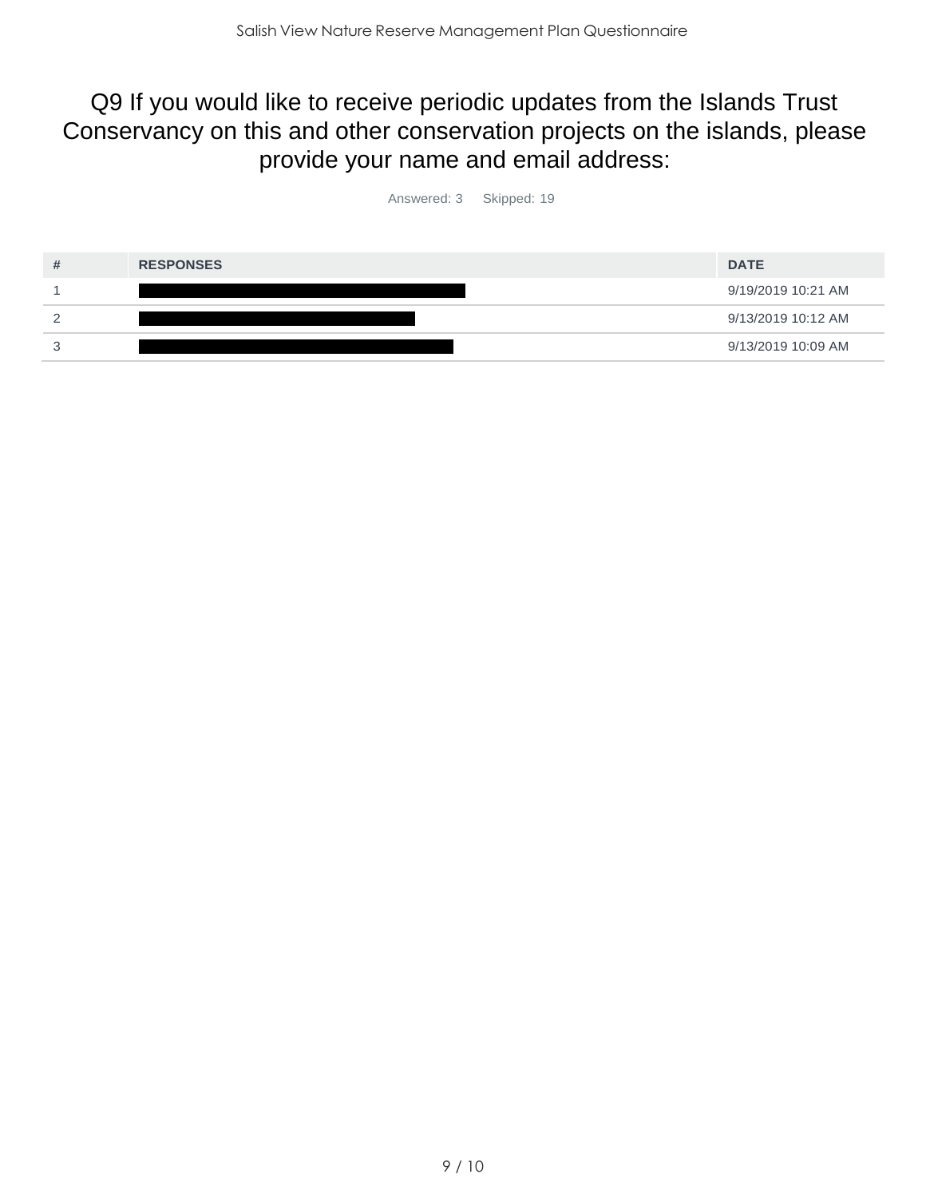## Q9 If you would like to receive periodic updates from the Islands Trust Conservancy on this and other conservation projects on the islands, please provide your name and email address:

Answered: 3 Skipped: 19

| # | RESPONSES | DATE |
|---|---|---|
| 1 | | 9/19/2019 10:21 AM |
| 2 | | 9/13/2019 10:12 AM |
| 3 | | 9/13/2019 10:09 AM |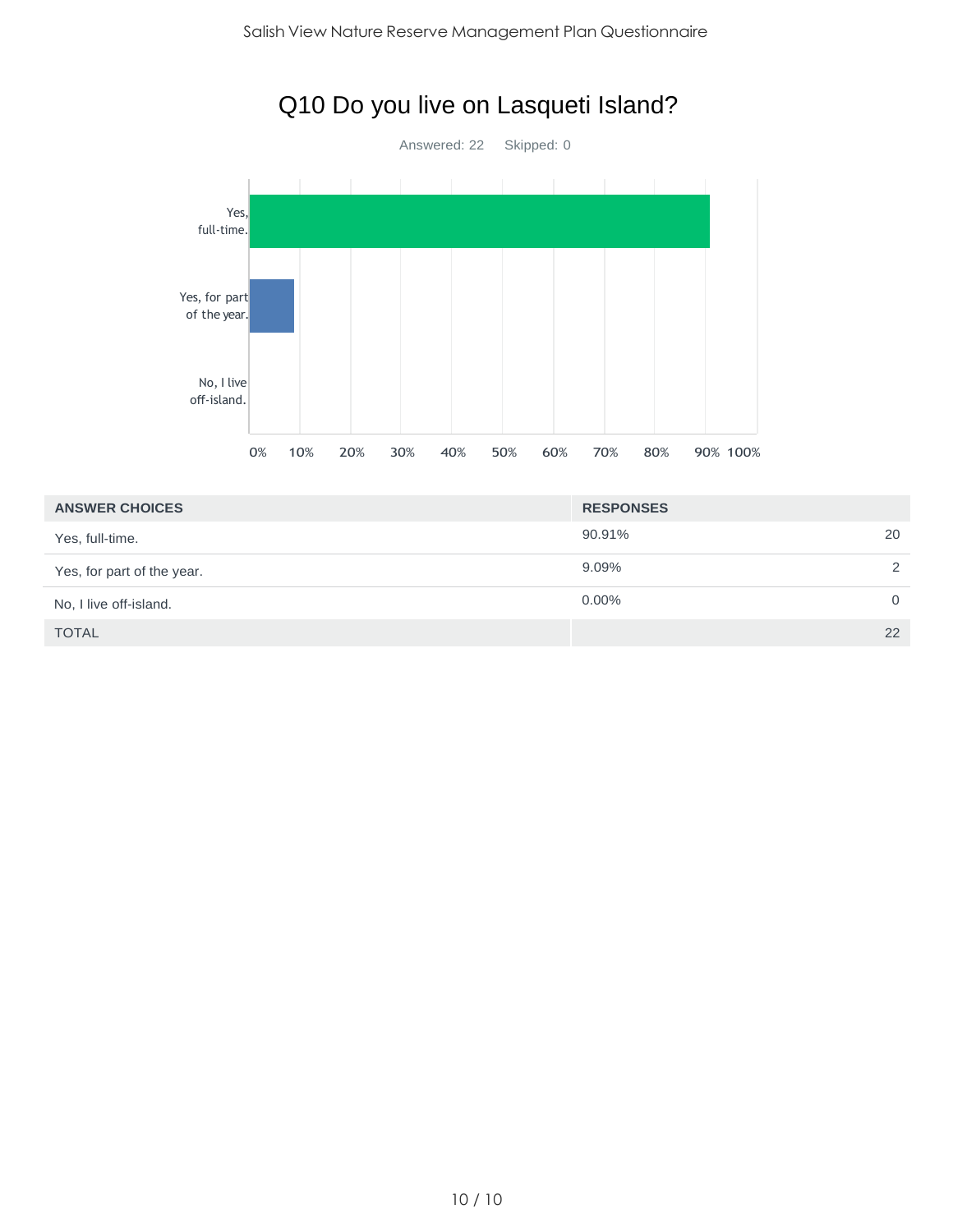# Q10 Do you live on Lasqueti Island?

Answered: 22 Skipped: 0

Yes, full-time.

Yes, for part of the year.

No, I live off-island.

0% 10% 20% 30% 40% 50% 60% 70% 80% 90% 100%

| ANSWER CHOICES | RESPONSES | |
|---|---|---|
| Yes, full-time. | 90.91% | 20 |
| Yes, for part of the year. | 9.09% | 2 |
| No, I live off-island. | 0.00% | 0 |
| TOTAL | | 22 |